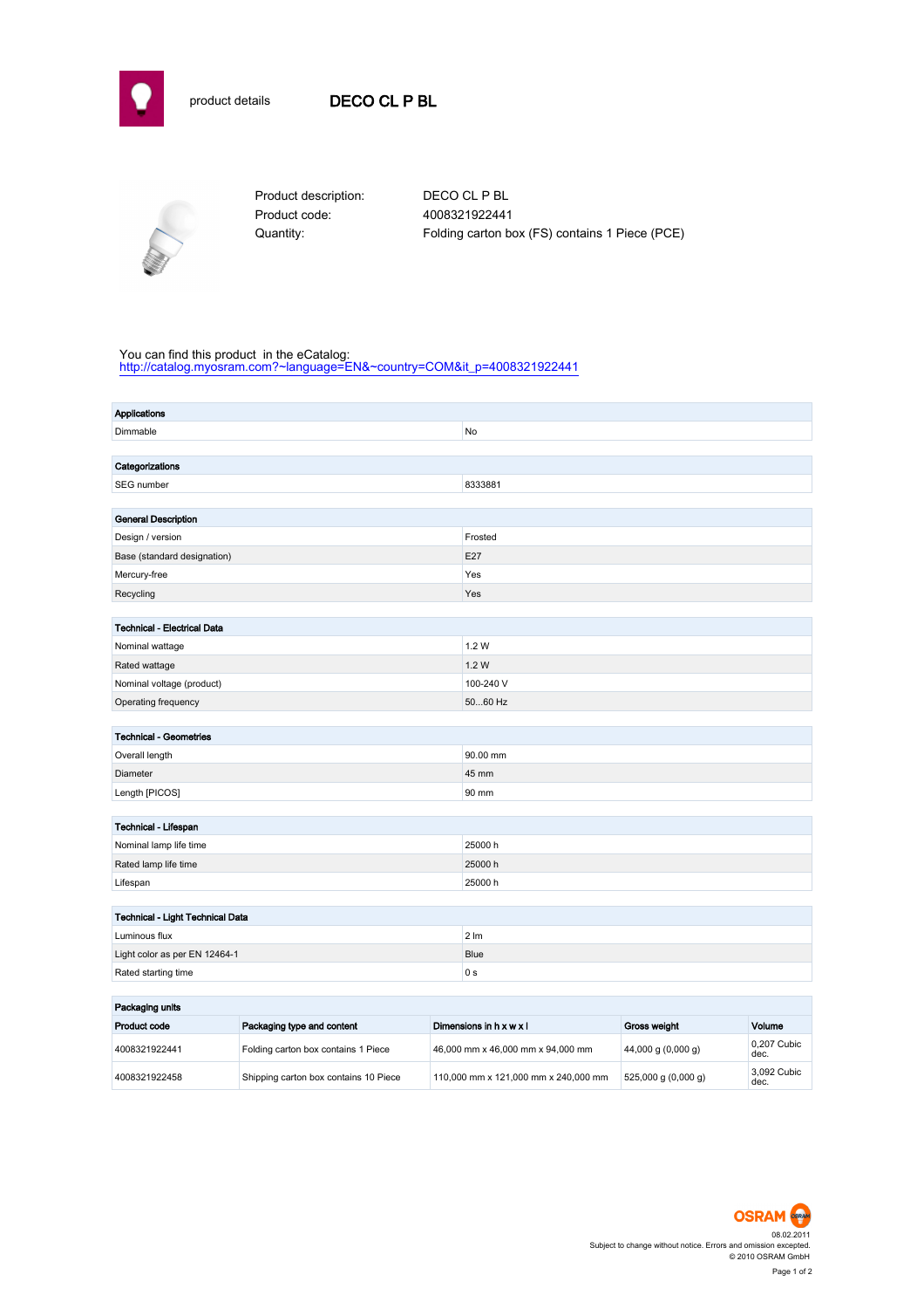product details

# DECO CL P BL

Product description: DECO CL P BL
Product code: 4008321922441
Quantity: Folding carton box (FS) contains 1 Piece (PCE)

You can find this product in the eCatalog:
http://catalog.myosram.com?~language=EN&~country=COM&it_p=4008321922441

| Applications | |
|---|---|
| Dimmable | No |

| Categorizations | |
|---|---|
| SEG number | 8333881 |

| General Description | |
|---|---|
| Design / version | Frosted |
| Base (standard designation) | E27 |
| Mercury-free | Yes |
| Recycling | Yes |

| Technical - Electrical Data | |
|---|---|
| Nominal wattage | 1.2 W |
| Rated wattage | 1.2 W |
| Nominal voltage (product) | 100-240 V |
| Operating frequency | 50...60 Hz |

| Technical - Geometries | |
|---|---|
| Overall length | 90.00 mm |
| Diameter | 45 mm |
| Length [PICOS] | 90 mm |

| Technical - Lifespan | |
|---|---|
| Nominal lamp life time | 25000 h |
| Rated lamp life time | 25000 h |
| Lifespan | 25000 h |

| Technical - Light Technical Data | |
|---|---|
| Luminous flux | 2 lm |
| Light color as per EN 12464-1 | Blue |
| Rated starting time | 0 s |

**Packaging units**

| Product code | Packaging type and content | Dimensions in h x w x l | Gross weight | Volume |
|---|---|---|---|---|
| 4008321922441 | Folding carton box contains 1 Piece | 46,000 mm x 46,000 mm x 94,000 mm | 44,000 g (0,000 g) | 0,207 Cubic dec. |
| 4008321922458 | Shipping carton box contains 10 Piece | 110,000 mm x 121,000 mm x 240,000 mm | 525,000 g (0,000 g) | 3,092 Cubic dec. |

08.02.2011
Subject to change without notice. Errors and omission excepted.
© 2010 OSRAM GmbH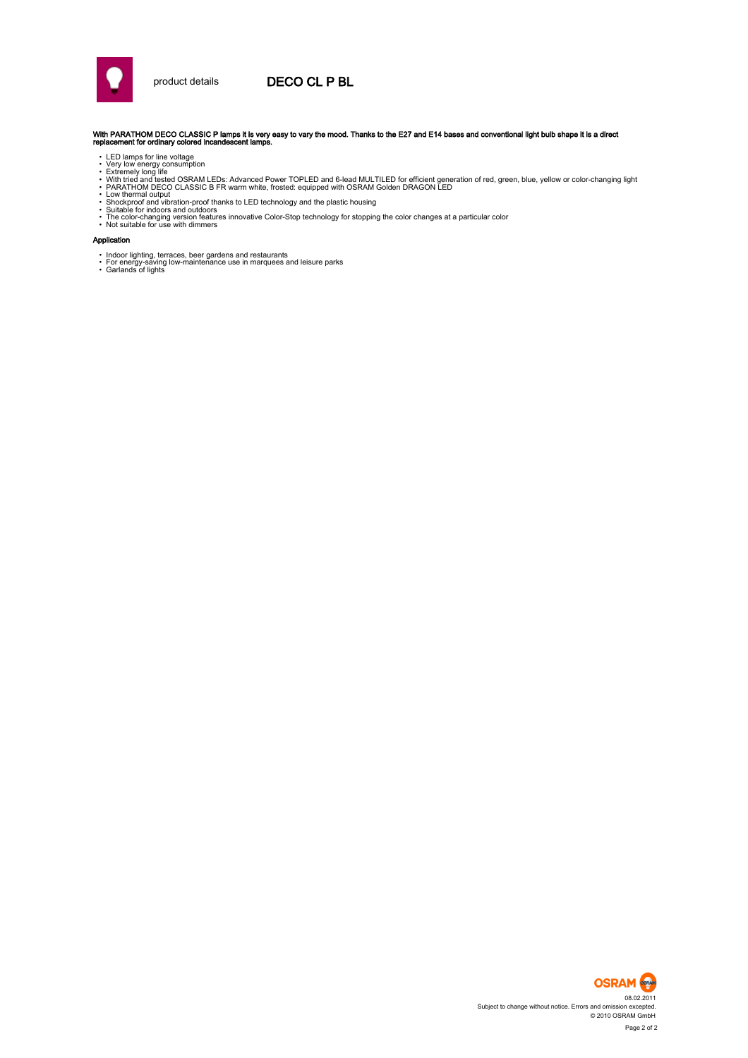product details **DECO CL P BL**

**With PARATHOM DECO CLASSIC P lamps it is very easy to vary the mood. Thanks to the E27 and E14 bases and conventional light bulb shape it is a direct replacement for ordinary colored incandescent lamps.**

- LED lamps for line voltage
- Very low energy consumption
- Extremely long life
- With tried and tested OSRAM LEDs: Advanced Power TOPLED and 6-lead MULTILED for efficient generation of red, green, blue, yellow or color-changing light
- PARATHOM DECO CLASSIC B FR warm white, frosted: equipped with OSRAM Golden DRAGON LED
- Low thermal output
- Shockproof and vibration-proof thanks to LED technology and the plastic housing
- Suitable for indoors and outdoors
- The color-changing version features innovative Color-Stop technology for stopping the color changes at a particular color
- Not suitable for use with dimmers

**Application**

- Indoor lighting, terraces, beer gardens and restaurants
- For energy-saving low-maintenance use in marquees and leisure parks
- Garlands of lights

08.02.2011
Subject to change without notice. Errors and omission excepted.
© 2010 OSRAM GmbH